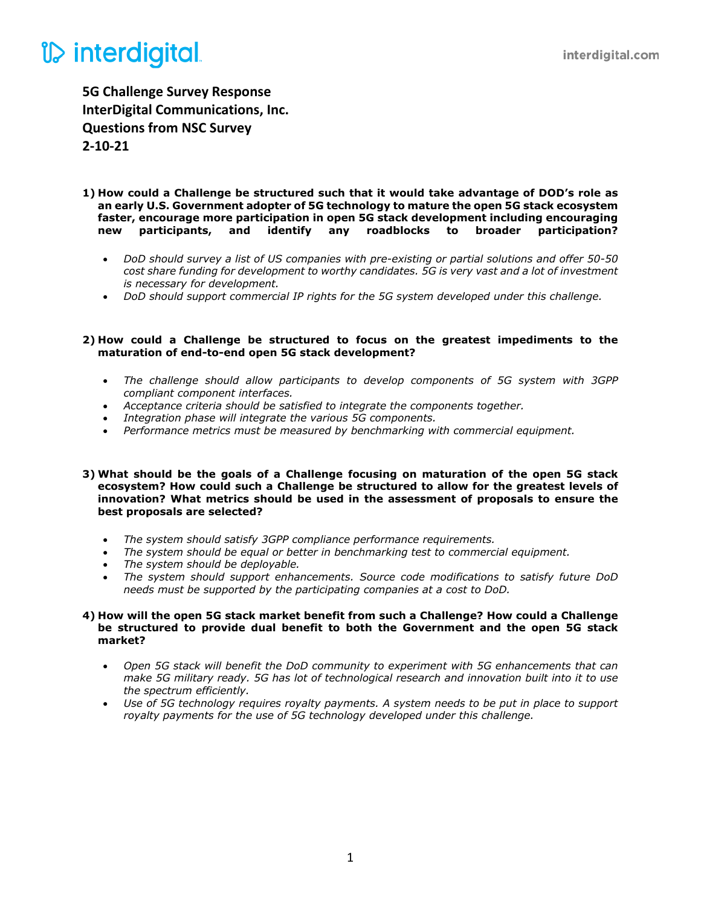**5G Challenge Survey Response**
**InterDigital Communications, Inc.**
**Questions from NSC Survey**
**2-10-21**

1) **How could a Challenge be structured such that it would take advantage of DOD's role as an early U.S. Government adopter of 5G technology to mature the open 5G stack ecosystem faster, encourage more participation in open 5G stack development including encouraging new participants, and identify any roadblocks to broader participation?**

   - *DoD should survey a list of US companies with pre-existing or partial solutions and offer 50-50 cost share funding for development to worthy candidates. 5G is very vast and a lot of investment is necessary for development.*
   - *DoD should support commercial IP rights for the 5G system developed under this challenge.*

2) **How could a Challenge be structured to focus on the greatest impediments to the maturation of end-to-end open 5G stack development?**

   - *The challenge should allow participants to develop components of 5G system with 3GPP compliant component interfaces.*
   - *Acceptance criteria should be satisfied to integrate the components together.*
   - *Integration phase will integrate the various 5G components.*
   - *Performance metrics must be measured by benchmarking with commercial equipment.*

3) **What should be the goals of a Challenge focusing on maturation of the open 5G stack ecosystem? How could such a Challenge be structured to allow for the greatest levels of innovation? What metrics should be used in the assessment of proposals to ensure the best proposals are selected?**

   - *The system should satisfy 3GPP compliance performance requirements.*
   - *The system should be equal or better in benchmarking test to commercial equipment.*
   - *The system should be deployable.*
   - *The system should support enhancements. Source code modifications to satisfy future DoD needs must be supported by the participating companies at a cost to DoD.*

4) **How will the open 5G stack market benefit from such a Challenge? How could a Challenge be structured to provide dual benefit to both the Government and the open 5G stack market?**

   - *Open 5G stack will benefit the DoD community to experiment with 5G enhancements that can make 5G military ready. 5G has lot of technological research and innovation built into it to use the spectrum efficiently.*
   - *Use of 5G technology requires royalty payments. A system needs to be put in place to support royalty payments for the use of 5G technology developed under this challenge.*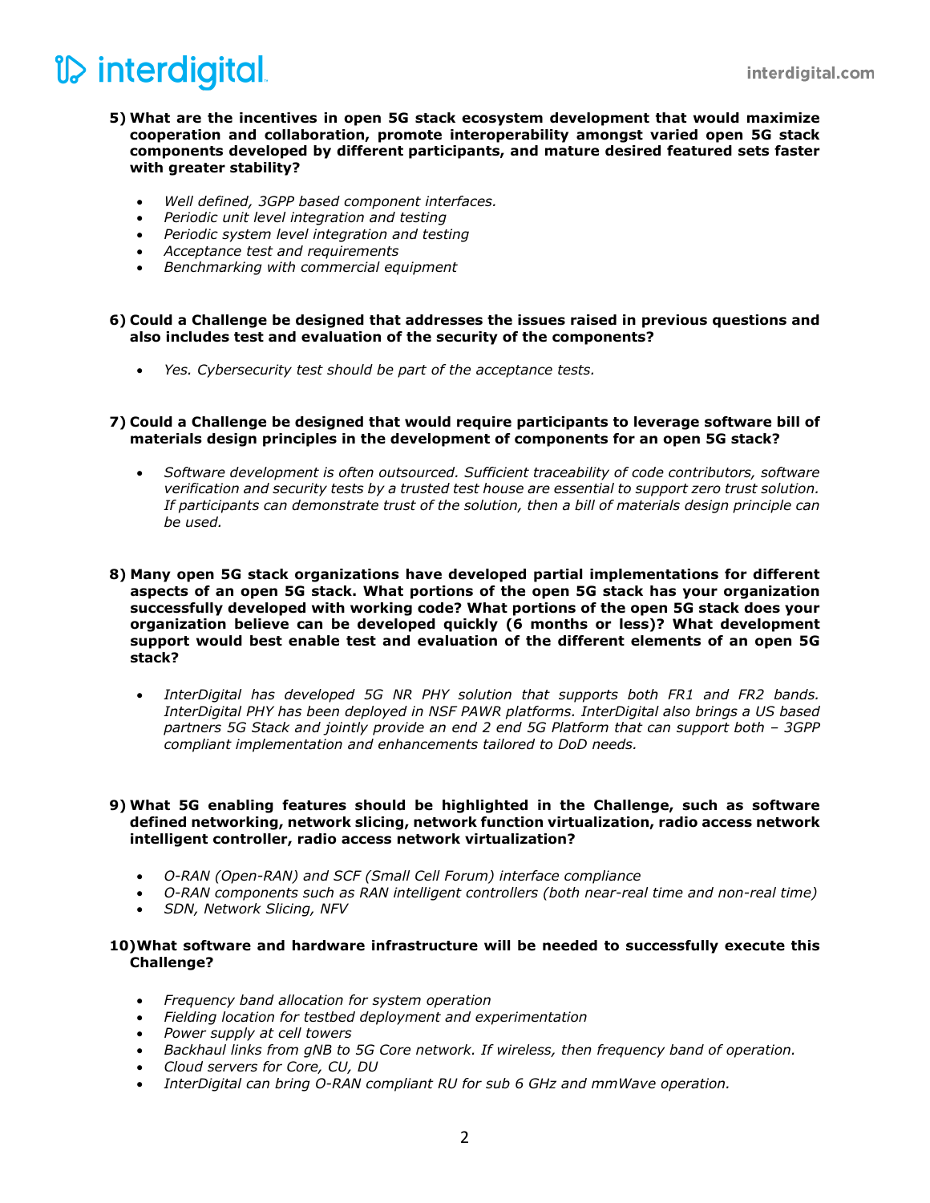5) **What are the incentives in open 5G stack ecosystem development that would maximize cooperation and collaboration, promote interoperability amongst varied open 5G stack components developed by different participants, and mature desired featured sets faster with greater stability?**

- *Well defined, 3GPP based component interfaces.*
- *Periodic unit level integration and testing*
- *Periodic system level integration and testing*
- *Acceptance test and requirements*
- *Benchmarking with commercial equipment*

6) **Could a Challenge be designed that addresses the issues raised in previous questions and also includes test and evaluation of the security of the components?**

- *Yes. Cybersecurity test should be part of the acceptance tests.*

7) **Could a Challenge be designed that would require participants to leverage software bill of materials design principles in the development of components for an open 5G stack?**

- *Software development is often outsourced. Sufficient traceability of code contributors, software verification and security tests by a trusted test house are essential to support zero trust solution. If participants can demonstrate trust of the solution, then a bill of materials design principle can be used.*

8) **Many open 5G stack organizations have developed partial implementations for different aspects of an open 5G stack. What portions of the open 5G stack has your organization successfully developed with working code? What portions of the open 5G stack does your organization believe can be developed quickly (6 months or less)? What development support would best enable test and evaluation of the different elements of an open 5G stack?**

- *InterDigital has developed 5G NR PHY solution that supports both FR1 and FR2 bands. InterDigital PHY has been deployed in NSF PAWR platforms. InterDigital also brings a US based partners 5G Stack and jointly provide an end 2 end 5G Platform that can support both – 3GPP compliant implementation and enhancements tailored to DoD needs.*

9) **What 5G enabling features should be highlighted in the Challenge, such as software defined networking, network slicing, network function virtualization, radio access network intelligent controller, radio access network virtualization?**

- *O-RAN (Open-RAN) and SCF (Small Cell Forum) interface compliance*
- *O-RAN components such as RAN intelligent controllers (both near-real time and non-real time)*
- *SDN, Network Slicing, NFV*

10) **What software and hardware infrastructure will be needed to successfully execute this Challenge?**

- *Frequency band allocation for system operation*
- *Fielding location for testbed deployment and experimentation*
- *Power supply at cell towers*
- *Backhaul links from gNB to 5G Core network. If wireless, then frequency band of operation.*
- *Cloud servers for Core, CU, DU*
- *InterDigital can bring O-RAN compliant RU for sub 6 GHz and mmWave operation.*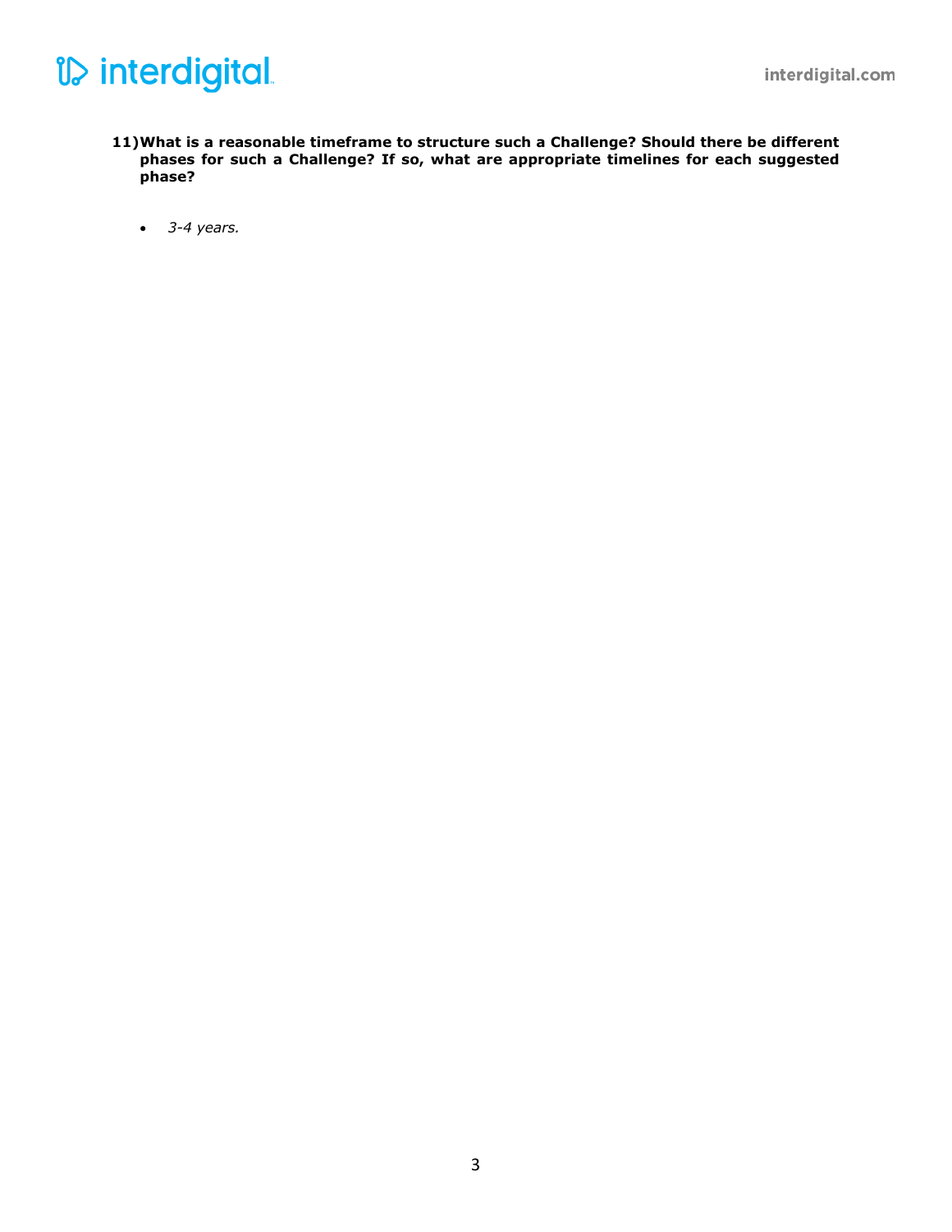**11) What is a reasonable timeframe to structure such a Challenge? Should there be different phases for such a Challenge? If so, what are appropriate timelines for each suggested phase?**

- *3-4 years.*